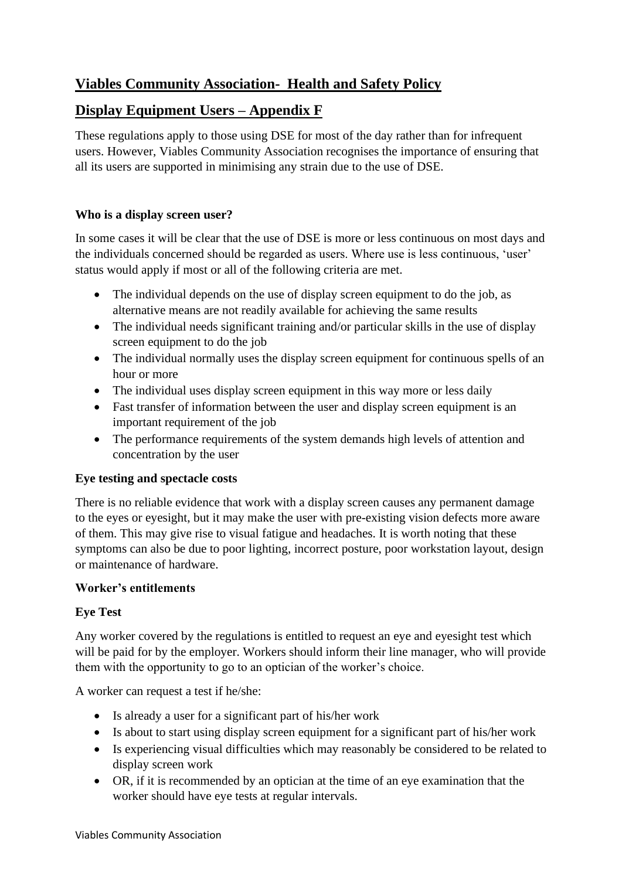# Viables Community Association- Health and Safety Policy

## Display Equipment Users – Appendix F

These regulations apply to those using DSE for most of the day rather than for infrequent users. However, Viables Community Association recognises the importance of ensuring that all its users are supported in minimising any strain due to the use of DSE.

**Who is a display screen user?**

In some cases it will be clear that the use of DSE is more or less continuous on most days and the individuals concerned should be regarded as users. Where use is less continuous, 'user' status would apply if most or all of the following criteria are met.

- The individual depends on the use of display screen equipment to do the job, as alternative means are not readily available for achieving the same results
- The individual needs significant training and/or particular skills in the use of display screen equipment to do the job
- The individual normally uses the display screen equipment for continuous spells of an hour or more
- The individual uses display screen equipment in this way more or less daily
- Fast transfer of information between the user and display screen equipment is an important requirement of the job
- The performance requirements of the system demands high levels of attention and concentration by the user

**Eye testing and spectacle costs**

There is no reliable evidence that work with a display screen causes any permanent damage to the eyes or eyesight, but it may make the user with pre-existing vision defects more aware of them. This may give rise to visual fatigue and headaches. It is worth noting that these symptoms can also be due to poor lighting, incorrect posture, poor workstation layout, design or maintenance of hardware.

**Worker's entitlements**

**Eye Test**

Any worker covered by the regulations is entitled to request an eye and eyesight test which will be paid for by the employer. Workers should inform their line manager, who will provide them with the opportunity to go to an optician of the worker's choice.

A worker can request a test if he/she:

- Is already a user for a significant part of his/her work
- Is about to start using display screen equipment for a significant part of his/her work
- Is experiencing visual difficulties which may reasonably be considered to be related to display screen work
- OR, if it is recommended by an optician at the time of an eye examination that the worker should have eye tests at regular intervals.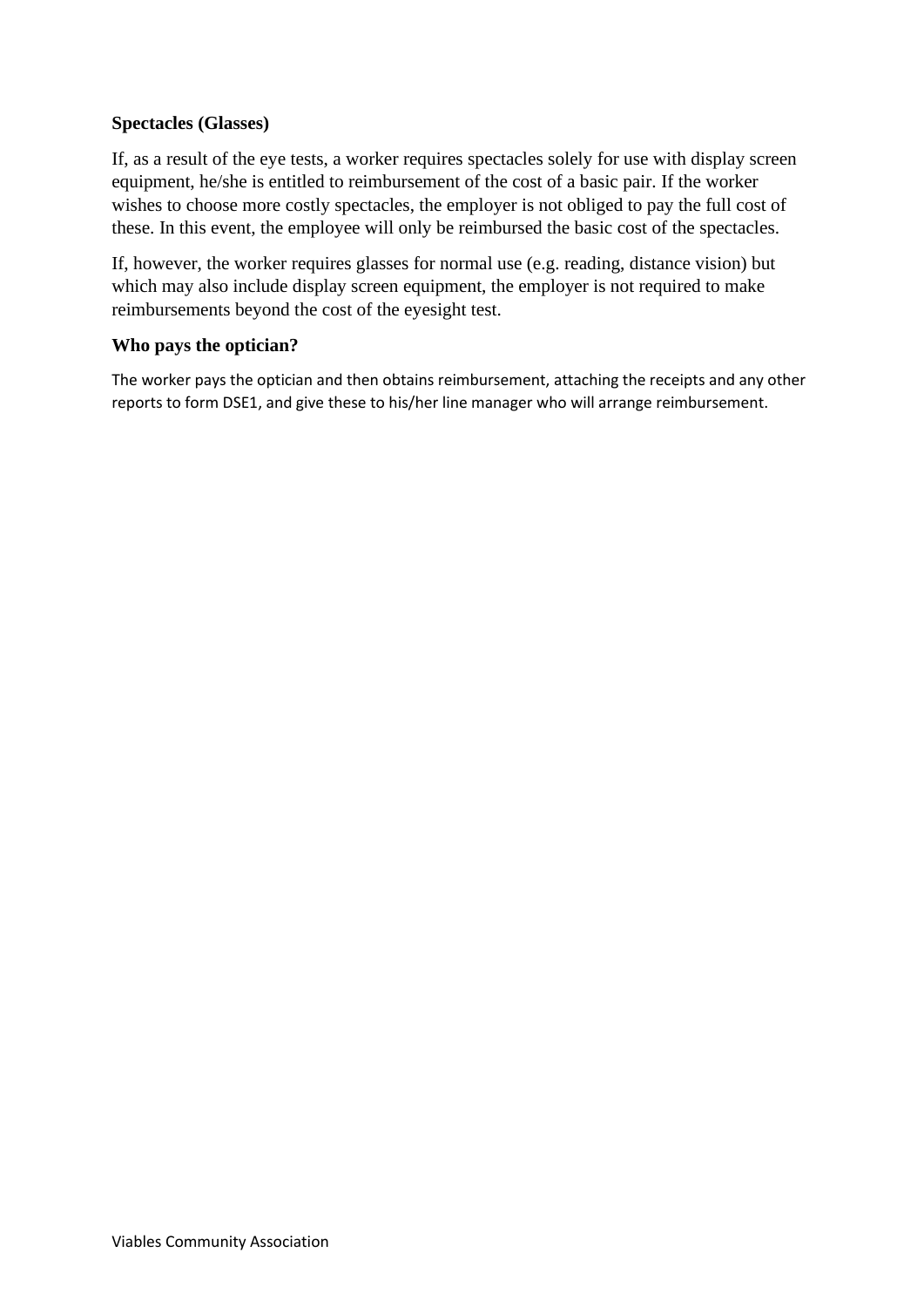**Spectacles (Glasses)**

If, as a result of the eye tests, a worker requires spectacles solely for use with display screen equipment, he/she is entitled to reimbursement of the cost of a basic pair. If the worker wishes to choose more costly spectacles, the employer is not obliged to pay the full cost of these. In this event, the employee will only be reimbursed the basic cost of the spectacles.

If, however, the worker requires glasses for normal use (e.g. reading, distance vision) but which may also include display screen equipment, the employer is not required to make reimbursements beyond the cost of the eyesight test.

**Who pays the optician?**

The worker pays the optician and then obtains reimbursement, attaching the receipts and any other reports to form DSE1, and give these to his/her line manager who will arrange reimbursement.